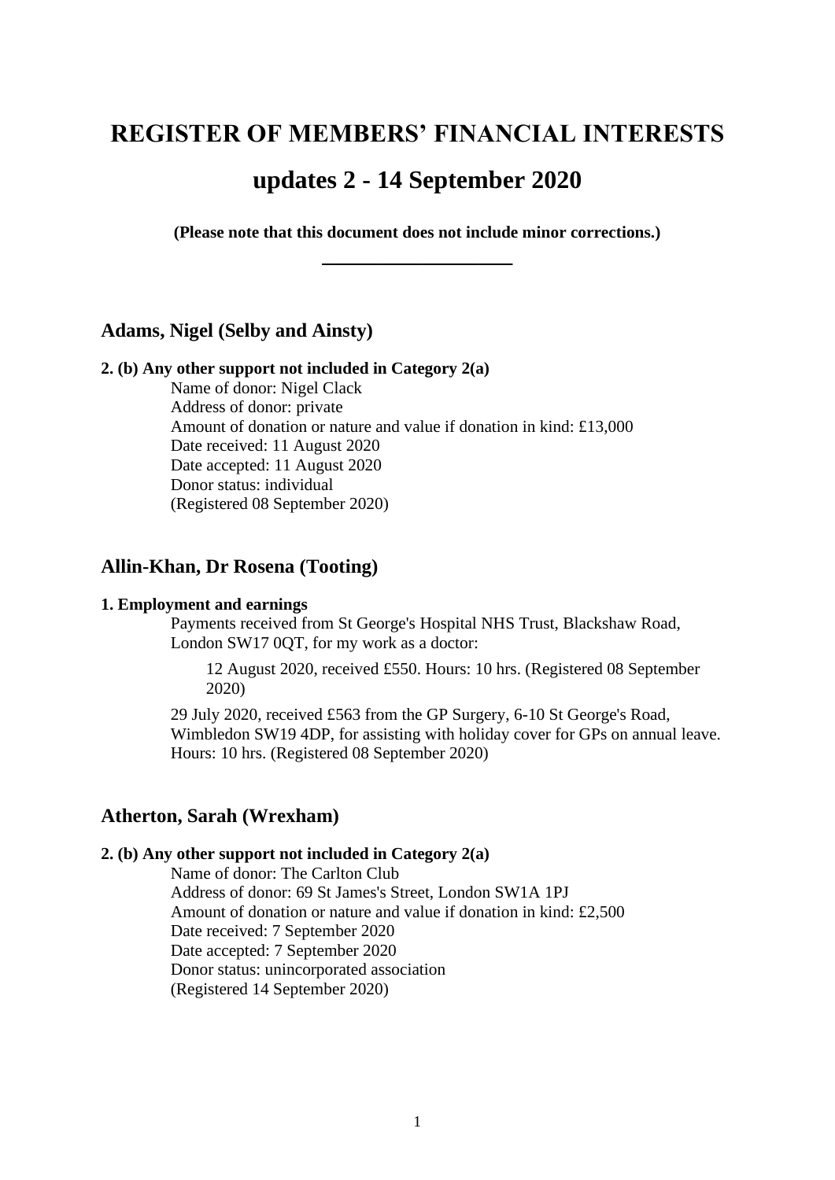# REGISTER OF MEMBERS' FINANCIAL INTERESTS

# updates 2 - 14 September 2020

**(Please note that this document does not include minor corrections.)**

---

## Adams, Nigel (Selby and Ainsty)

**2. (b) Any other support not included in Category 2(a)**

Name of donor: Nigel Clack
Address of donor: private
Amount of donation or nature and value if donation in kind: £13,000
Date received: 11 August 2020
Date accepted: 11 August 2020
Donor status: individual
(Registered 08 September 2020)

## Allin-Khan, Dr Rosena (Tooting)

**1. Employment and earnings**

Payments received from St George's Hospital NHS Trust, Blackshaw Road, London SW17 0QT, for my work as a doctor:

12 August 2020, received £550. Hours: 10 hrs. (Registered 08 September 2020)

29 July 2020, received £563 from the GP Surgery, 6-10 St George's Road, Wimbledon SW19 4DP, for assisting with holiday cover for GPs on annual leave. Hours: 10 hrs. (Registered 08 September 2020)

## Atherton, Sarah (Wrexham)

**2. (b) Any other support not included in Category 2(a)**

Name of donor: The Carlton Club
Address of donor: 69 St James's Street, London SW1A 1PJ
Amount of donation or nature and value if donation in kind: £2,500
Date received: 7 September 2020
Date accepted: 7 September 2020
Donor status: unincorporated association
(Registered 14 September 2020)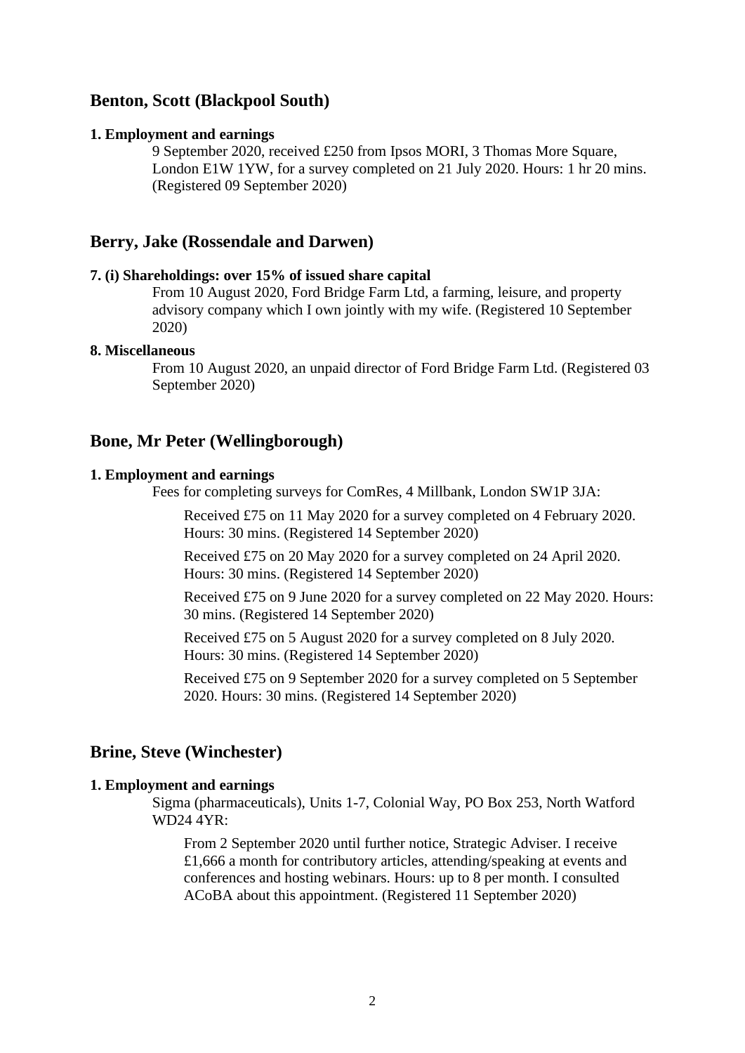## Benton, Scott (Blackpool South)

**1. Employment and earnings**

9 September 2020, received £250 from Ipsos MORI, 3 Thomas More Square, London E1W 1YW, for a survey completed on 21 July 2020. Hours: 1 hr 20 mins. (Registered 09 September 2020)

## Berry, Jake (Rossendale and Darwen)

**7. (i) Shareholdings: over 15% of issued share capital**

From 10 August 2020, Ford Bridge Farm Ltd, a farming, leisure, and property advisory company which I own jointly with my wife. (Registered 10 September 2020)

**8. Miscellaneous**

From 10 August 2020, an unpaid director of Ford Bridge Farm Ltd. (Registered 03 September 2020)

## Bone, Mr Peter (Wellingborough)

**1. Employment and earnings**

Fees for completing surveys for ComRes, 4 Millbank, London SW1P 3JA:

Received £75 on 11 May 2020 for a survey completed on 4 February 2020. Hours: 30 mins. (Registered 14 September 2020)

Received £75 on 20 May 2020 for a survey completed on 24 April 2020. Hours: 30 mins. (Registered 14 September 2020)

Received £75 on 9 June 2020 for a survey completed on 22 May 2020. Hours: 30 mins. (Registered 14 September 2020)

Received £75 on 5 August 2020 for a survey completed on 8 July 2020. Hours: 30 mins. (Registered 14 September 2020)

Received £75 on 9 September 2020 for a survey completed on 5 September 2020. Hours: 30 mins. (Registered 14 September 2020)

## Brine, Steve (Winchester)

**1. Employment and earnings**

Sigma (pharmaceuticals), Units 1-7, Colonial Way, PO Box 253, North Watford WD24 4YR:

From 2 September 2020 until further notice, Strategic Adviser. I receive £1,666 a month for contributory articles, attending/speaking at events and conferences and hosting webinars. Hours: up to 8 per month. I consulted ACoBA about this appointment. (Registered 11 September 2020)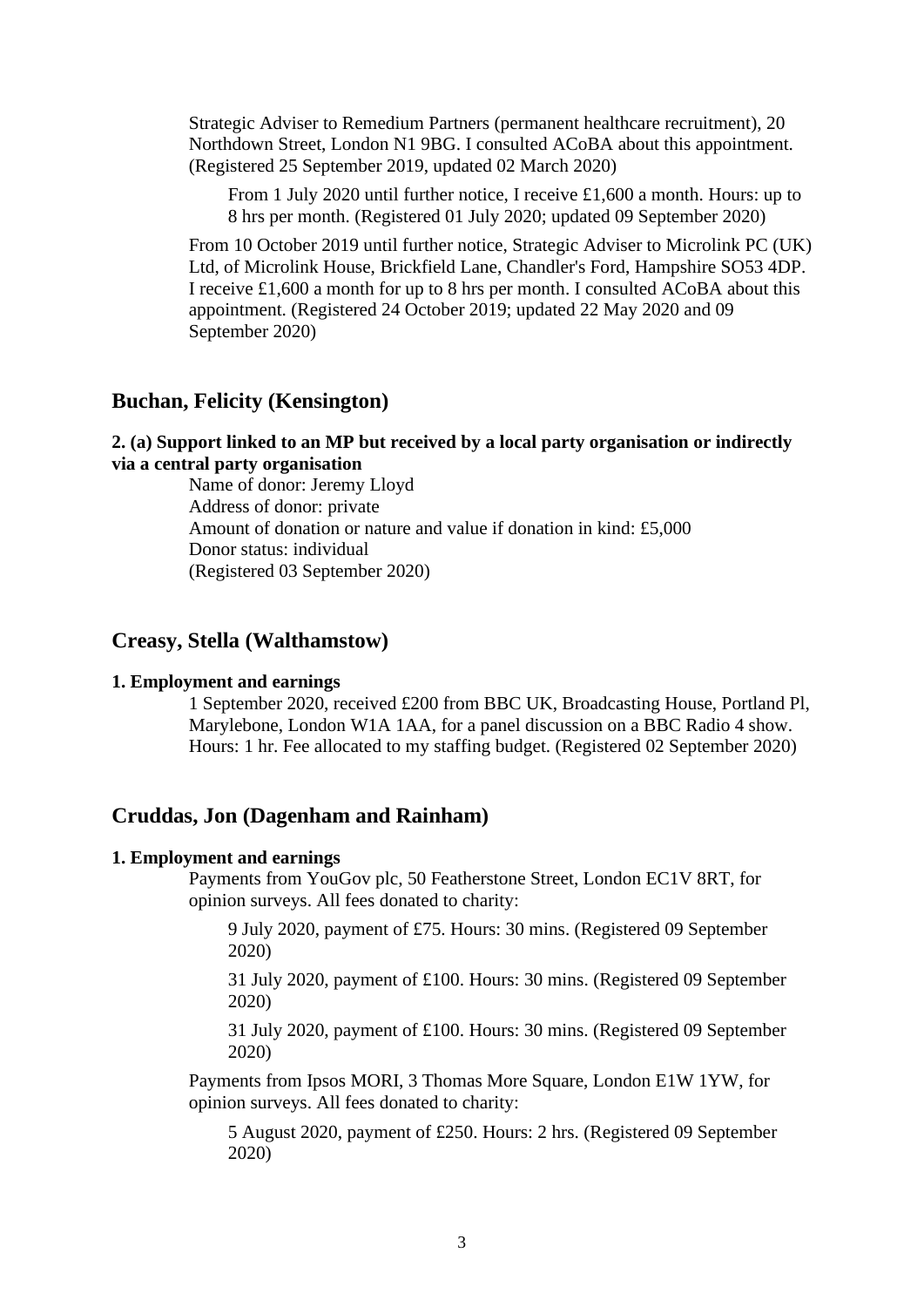Strategic Adviser to Remedium Partners (permanent healthcare recruitment), 20 Northdown Street, London N1 9BG. I consulted ACoBA about this appointment. (Registered 25 September 2019, updated 02 March 2020)

From 1 July 2020 until further notice, I receive £1,600 a month. Hours: up to 8 hrs per month. (Registered 01 July 2020; updated 09 September 2020)

From 10 October 2019 until further notice, Strategic Adviser to Microlink PC (UK) Ltd, of Microlink House, Brickfield Lane, Chandler's Ford, Hampshire SO53 4DP. I receive £1,600 a month for up to 8 hrs per month. I consulted ACoBA about this appointment. (Registered 24 October 2019; updated 22 May 2020 and 09 September 2020)

## Buchan, Felicity (Kensington)

**2. (a) Support linked to an MP but received by a local party organisation or indirectly via a central party organisation**

Name of donor: Jeremy Lloyd
Address of donor: private
Amount of donation or nature and value if donation in kind: £5,000
Donor status: individual
(Registered 03 September 2020)

## Creasy, Stella (Walthamstow)

**1. Employment and earnings**

1 September 2020, received £200 from BBC UK, Broadcasting House, Portland Pl, Marylebone, London W1A 1AA, for a panel discussion on a BBC Radio 4 show. Hours: 1 hr. Fee allocated to my staffing budget. (Registered 02 September 2020)

## Cruddas, Jon (Dagenham and Rainham)

**1. Employment and earnings**

Payments from YouGov plc, 50 Featherstone Street, London EC1V 8RT, for opinion surveys. All fees donated to charity:

9 July 2020, payment of £75. Hours: 30 mins. (Registered 09 September 2020)

31 July 2020, payment of £100. Hours: 30 mins. (Registered 09 September 2020)

31 July 2020, payment of £100. Hours: 30 mins. (Registered 09 September 2020)

Payments from Ipsos MORI, 3 Thomas More Square, London E1W 1YW, for opinion surveys. All fees donated to charity:

5 August 2020, payment of £250. Hours: 2 hrs. (Registered 09 September 2020)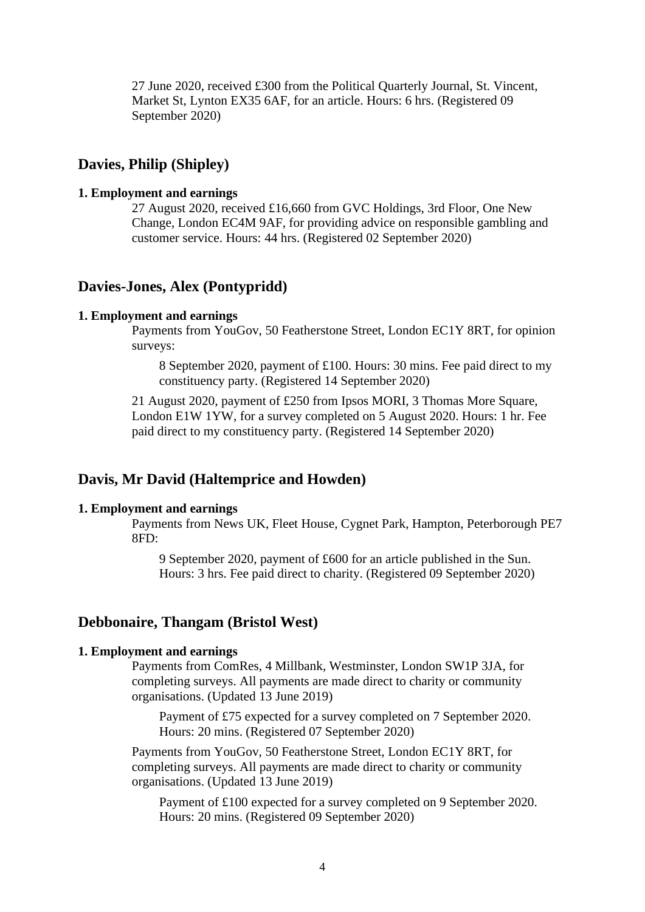27 June 2020, received £300 from the Political Quarterly Journal, St. Vincent, Market St, Lynton EX35 6AF, for an article. Hours: 6 hrs. (Registered 09 September 2020)

## Davies, Philip (Shipley)

**1. Employment and earnings**

27 August 2020, received £16,660 from GVC Holdings, 3rd Floor, One New Change, London EC4M 9AF, for providing advice on responsible gambling and customer service. Hours: 44 hrs. (Registered 02 September 2020)

## Davies-Jones, Alex (Pontypridd)

**1. Employment and earnings**

Payments from YouGov, 50 Featherstone Street, London EC1Y 8RT, for opinion surveys:

> 8 September 2020, payment of £100. Hours: 30 mins. Fee paid direct to my constituency party. (Registered 14 September 2020)

21 August 2020, payment of £250 from Ipsos MORI, 3 Thomas More Square, London E1W 1YW, for a survey completed on 5 August 2020. Hours: 1 hr. Fee paid direct to my constituency party. (Registered 14 September 2020)

## Davis, Mr David (Haltemprice and Howden)

**1. Employment and earnings**

Payments from News UK, Fleet House, Cygnet Park, Hampton, Peterborough PE7 8FD:

> 9 September 2020, payment of £600 for an article published in the Sun. Hours: 3 hrs. Fee paid direct to charity. (Registered 09 September 2020)

## Debbonaire, Thangam (Bristol West)

**1. Employment and earnings**

Payments from ComRes, 4 Millbank, Westminster, London SW1P 3JA, for completing surveys. All payments are made direct to charity or community organisations. (Updated 13 June 2019)

> Payment of £75 expected for a survey completed on 7 September 2020. Hours: 20 mins. (Registered 07 September 2020)

Payments from YouGov, 50 Featherstone Street, London EC1Y 8RT, for completing surveys. All payments are made direct to charity or community organisations. (Updated 13 June 2019)

> Payment of £100 expected for a survey completed on 9 September 2020. Hours: 20 mins. (Registered 09 September 2020)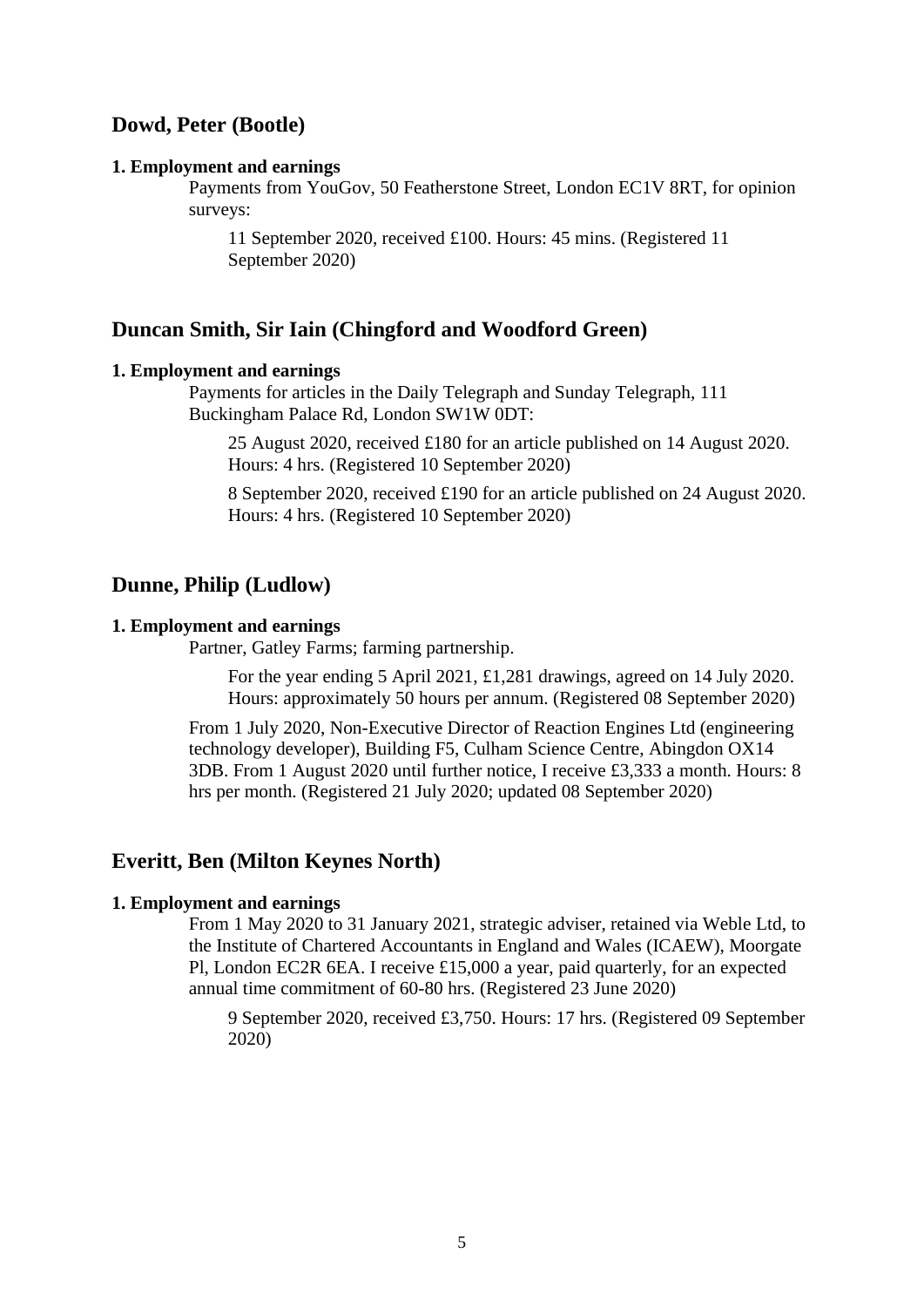## Dowd, Peter (Bootle)

**1. Employment and earnings**

Payments from YouGov, 50 Featherstone Street, London EC1V 8RT, for opinion surveys:

11 September 2020, received £100. Hours: 45 mins. (Registered 11 September 2020)

## Duncan Smith, Sir Iain (Chingford and Woodford Green)

**1. Employment and earnings**

Payments for articles in the Daily Telegraph and Sunday Telegraph, 111 Buckingham Palace Rd, London SW1W 0DT:

25 August 2020, received £180 for an article published on 14 August 2020. Hours: 4 hrs. (Registered 10 September 2020)

8 September 2020, received £190 for an article published on 24 August 2020. Hours: 4 hrs. (Registered 10 September 2020)

## Dunne, Philip (Ludlow)

**1. Employment and earnings**

Partner, Gatley Farms; farming partnership.

For the year ending 5 April 2021, £1,281 drawings, agreed on 14 July 2020. Hours: approximately 50 hours per annum. (Registered 08 September 2020)

From 1 July 2020, Non-Executive Director of Reaction Engines Ltd (engineering technology developer), Building F5, Culham Science Centre, Abingdon OX14 3DB. From 1 August 2020 until further notice, I receive £3,333 a month. Hours: 8 hrs per month. (Registered 21 July 2020; updated 08 September 2020)

## Everitt, Ben (Milton Keynes North)

**1. Employment and earnings**

From 1 May 2020 to 31 January 2021, strategic adviser, retained via Weble Ltd, to the Institute of Chartered Accountants in England and Wales (ICAEW), Moorgate Pl, London EC2R 6EA. I receive £15,000 a year, paid quarterly, for an expected annual time commitment of 60-80 hrs. (Registered 23 June 2020)

9 September 2020, received £3,750. Hours: 17 hrs. (Registered 09 September 2020)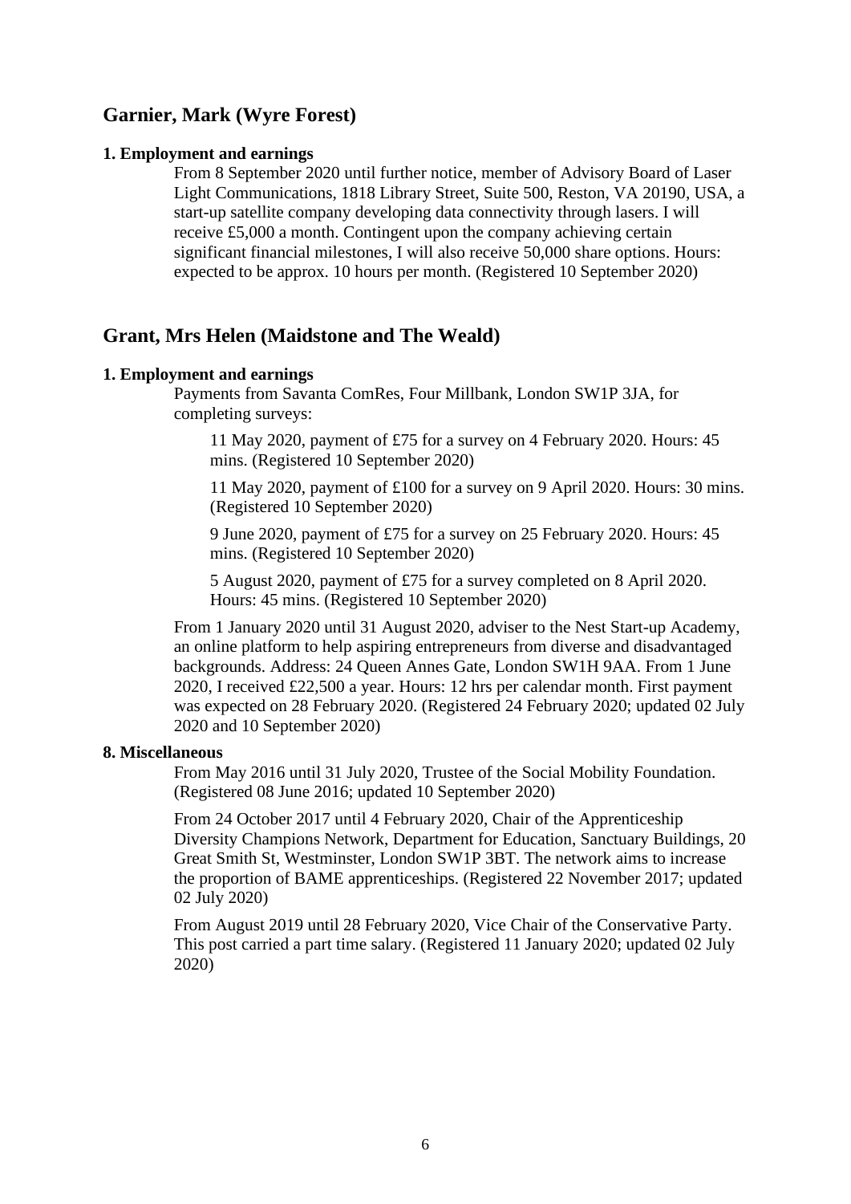## Garnier, Mark (Wyre Forest)

**1. Employment and earnings**

From 8 September 2020 until further notice, member of Advisory Board of Laser Light Communications, 1818 Library Street, Suite 500, Reston, VA 20190, USA, a start-up satellite company developing data connectivity through lasers. I will receive £5,000 a month. Contingent upon the company achieving certain significant financial milestones, I will also receive 50,000 share options. Hours: expected to be approx. 10 hours per month. (Registered 10 September 2020)

## Grant, Mrs Helen (Maidstone and The Weald)

**1. Employment and earnings**

Payments from Savanta ComRes, Four Millbank, London SW1P 3JA, for completing surveys:

11 May 2020, payment of £75 for a survey on 4 February 2020. Hours: 45 mins. (Registered 10 September 2020)

11 May 2020, payment of £100 for a survey on 9 April 2020. Hours: 30 mins. (Registered 10 September 2020)

9 June 2020, payment of £75 for a survey on 25 February 2020. Hours: 45 mins. (Registered 10 September 2020)

5 August 2020, payment of £75 for a survey completed on 8 April 2020. Hours: 45 mins. (Registered 10 September 2020)

From 1 January 2020 until 31 August 2020, adviser to the Nest Start-up Academy, an online platform to help aspiring entrepreneurs from diverse and disadvantaged backgrounds. Address: 24 Queen Annes Gate, London SW1H 9AA. From 1 June 2020, I received £22,500 a year. Hours: 12 hrs per calendar month. First payment was expected on 28 February 2020. (Registered 24 February 2020; updated 02 July 2020 and 10 September 2020)

**8. Miscellaneous**

From May 2016 until 31 July 2020, Trustee of the Social Mobility Foundation. (Registered 08 June 2016; updated 10 September 2020)

From 24 October 2017 until 4 February 2020, Chair of the Apprenticeship Diversity Champions Network, Department for Education, Sanctuary Buildings, 20 Great Smith St, Westminster, London SW1P 3BT. The network aims to increase the proportion of BAME apprenticeships. (Registered 22 November 2017; updated 02 July 2020)

From August 2019 until 28 February 2020, Vice Chair of the Conservative Party. This post carried a part time salary. (Registered 11 January 2020; updated 02 July 2020)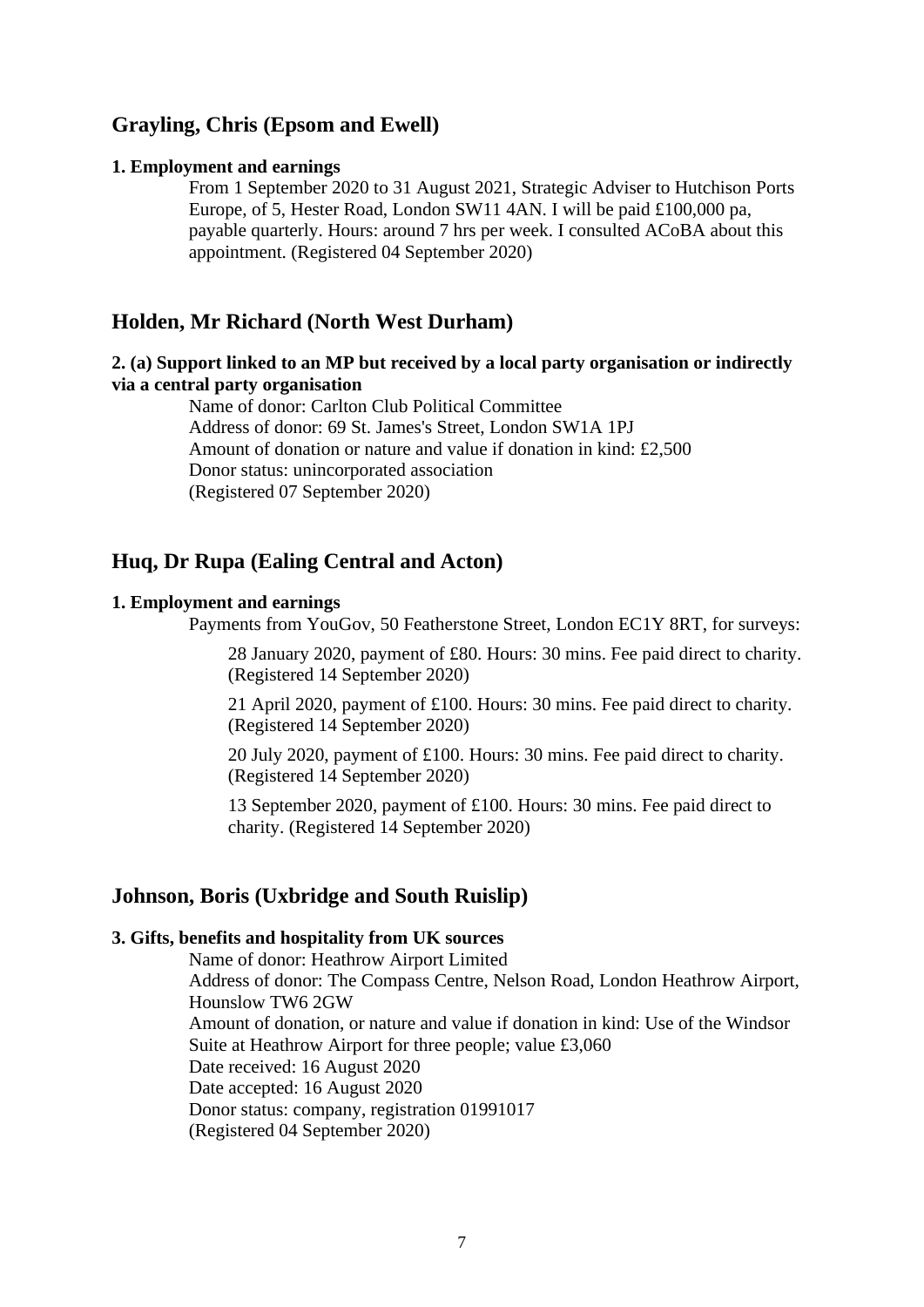## Grayling, Chris (Epsom and Ewell)

**1. Employment and earnings**

From 1 September 2020 to 31 August 2021, Strategic Adviser to Hutchison Ports Europe, of 5, Hester Road, London SW11 4AN. I will be paid £100,000 pa, payable quarterly. Hours: around 7 hrs per week. I consulted ACoBA about this appointment. (Registered 04 September 2020)

## Holden, Mr Richard (North West Durham)

**2. (a) Support linked to an MP but received by a local party organisation or indirectly via a central party organisation**

Name of donor: Carlton Club Political Committee
Address of donor: 69 St. James's Street, London SW1A 1PJ
Amount of donation or nature and value if donation in kind: £2,500
Donor status: unincorporated association
(Registered 07 September 2020)

## Huq, Dr Rupa (Ealing Central and Acton)

**1. Employment and earnings**

Payments from YouGov, 50 Featherstone Street, London EC1Y 8RT, for surveys:

28 January 2020, payment of £80. Hours: 30 mins. Fee paid direct to charity. (Registered 14 September 2020)

21 April 2020, payment of £100. Hours: 30 mins. Fee paid direct to charity. (Registered 14 September 2020)

20 July 2020, payment of £100. Hours: 30 mins. Fee paid direct to charity. (Registered 14 September 2020)

13 September 2020, payment of £100. Hours: 30 mins. Fee paid direct to charity. (Registered 14 September 2020)

## Johnson, Boris (Uxbridge and South Ruislip)

**3. Gifts, benefits and hospitality from UK sources**

Name of donor: Heathrow Airport Limited
Address of donor: The Compass Centre, Nelson Road, London Heathrow Airport, Hounslow TW6 2GW
Amount of donation, or nature and value if donation in kind: Use of the Windsor Suite at Heathrow Airport for three people; value £3,060
Date received: 16 August 2020
Date accepted: 16 August 2020
Donor status: company, registration 01991017
(Registered 04 September 2020)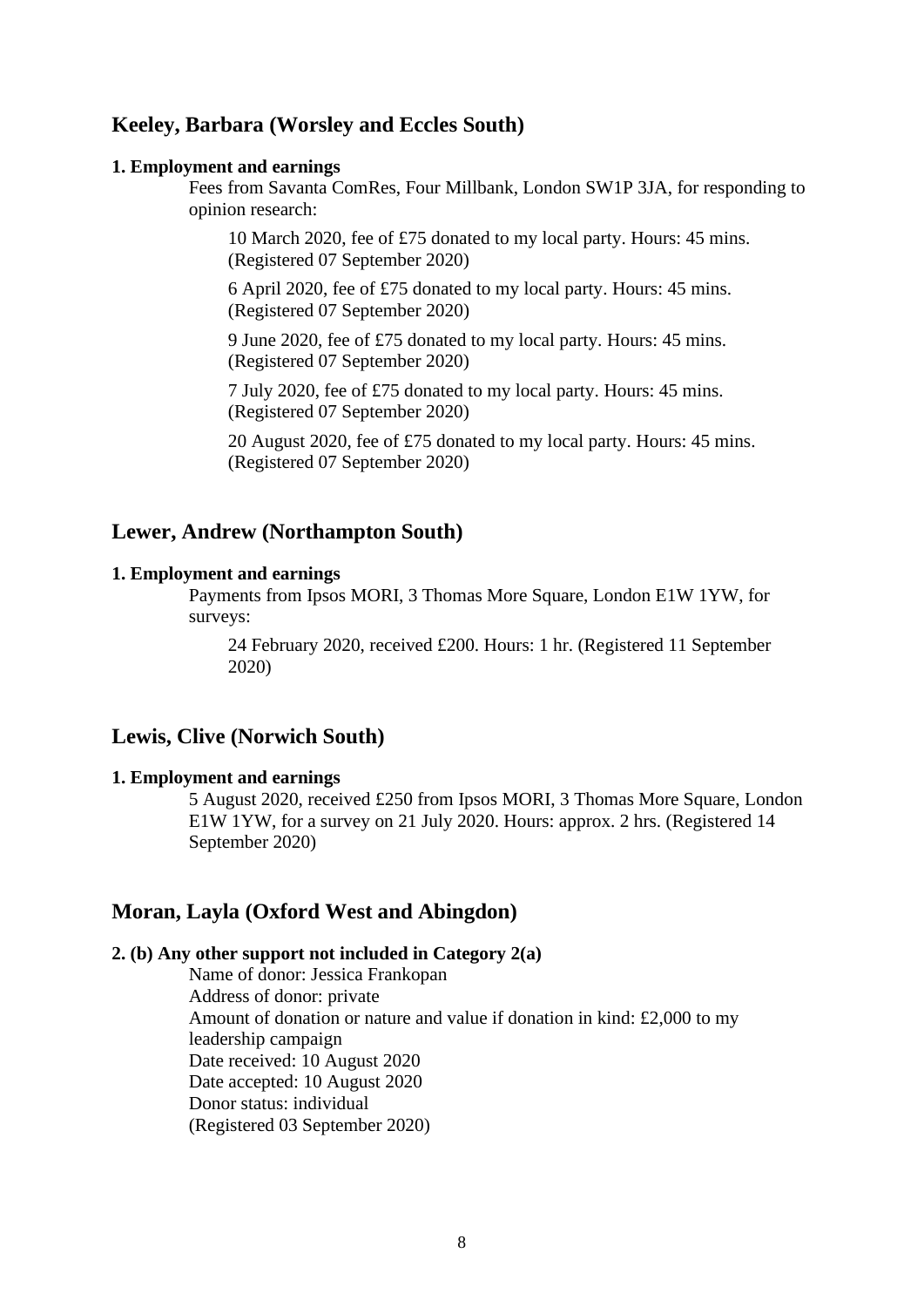## Keeley, Barbara (Worsley and Eccles South)

**1. Employment and earnings**

Fees from Savanta ComRes, Four Millbank, London SW1P 3JA, for responding to opinion research:

10 March 2020, fee of £75 donated to my local party. Hours: 45 mins. (Registered 07 September 2020)

6 April 2020, fee of £75 donated to my local party. Hours: 45 mins. (Registered 07 September 2020)

9 June 2020, fee of £75 donated to my local party. Hours: 45 mins. (Registered 07 September 2020)

7 July 2020, fee of £75 donated to my local party. Hours: 45 mins. (Registered 07 September 2020)

20 August 2020, fee of £75 donated to my local party. Hours: 45 mins. (Registered 07 September 2020)

## Lewer, Andrew (Northampton South)

**1. Employment and earnings**

Payments from Ipsos MORI, 3 Thomas More Square, London E1W 1YW, for surveys:

24 February 2020, received £200. Hours: 1 hr. (Registered 11 September 2020)

## Lewis, Clive (Norwich South)

**1. Employment and earnings**

5 August 2020, received £250 from Ipsos MORI, 3 Thomas More Square, London E1W 1YW, for a survey on 21 July 2020. Hours: approx. 2 hrs. (Registered 14 September 2020)

## Moran, Layla (Oxford West and Abingdon)

**2. (b) Any other support not included in Category 2(a)**

Name of donor: Jessica Frankopan
Address of donor: private
Amount of donation or nature and value if donation in kind: £2,000 to my leadership campaign
Date received: 10 August 2020
Date accepted: 10 August 2020
Donor status: individual
(Registered 03 September 2020)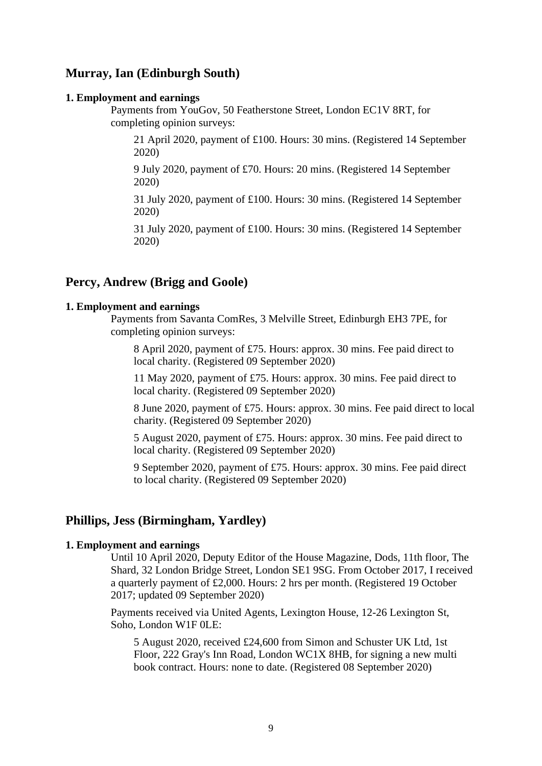## Murray, Ian (Edinburgh South)

**1. Employment and earnings**

Payments from YouGov, 50 Featherstone Street, London EC1V 8RT, for completing opinion surveys:

21 April 2020, payment of £100. Hours: 30 mins. (Registered 14 September 2020)

9 July 2020, payment of £70. Hours: 20 mins. (Registered 14 September 2020)

31 July 2020, payment of £100. Hours: 30 mins. (Registered 14 September 2020)

31 July 2020, payment of £100. Hours: 30 mins. (Registered 14 September 2020)

## Percy, Andrew (Brigg and Goole)

**1. Employment and earnings**

Payments from Savanta ComRes, 3 Melville Street, Edinburgh EH3 7PE, for completing opinion surveys:

8 April 2020, payment of £75. Hours: approx. 30 mins. Fee paid direct to local charity. (Registered 09 September 2020)

11 May 2020, payment of £75. Hours: approx. 30 mins. Fee paid direct to local charity. (Registered 09 September 2020)

8 June 2020, payment of £75. Hours: approx. 30 mins. Fee paid direct to local charity. (Registered 09 September 2020)

5 August 2020, payment of £75. Hours: approx. 30 mins. Fee paid direct to local charity. (Registered 09 September 2020)

9 September 2020, payment of £75. Hours: approx. 30 mins. Fee paid direct to local charity. (Registered 09 September 2020)

## Phillips, Jess (Birmingham, Yardley)

**1. Employment and earnings**

Until 10 April 2020, Deputy Editor of the House Magazine, Dods, 11th floor, The Shard, 32 London Bridge Street, London SE1 9SG. From October 2017, I received a quarterly payment of £2,000. Hours: 2 hrs per month. (Registered 19 October 2017; updated 09 September 2020)

Payments received via United Agents, Lexington House, 12-26 Lexington St, Soho, London W1F 0LE:

5 August 2020, received £24,600 from Simon and Schuster UK Ltd, 1st Floor, 222 Gray's Inn Road, London WC1X 8HB, for signing a new multi book contract. Hours: none to date. (Registered 08 September 2020)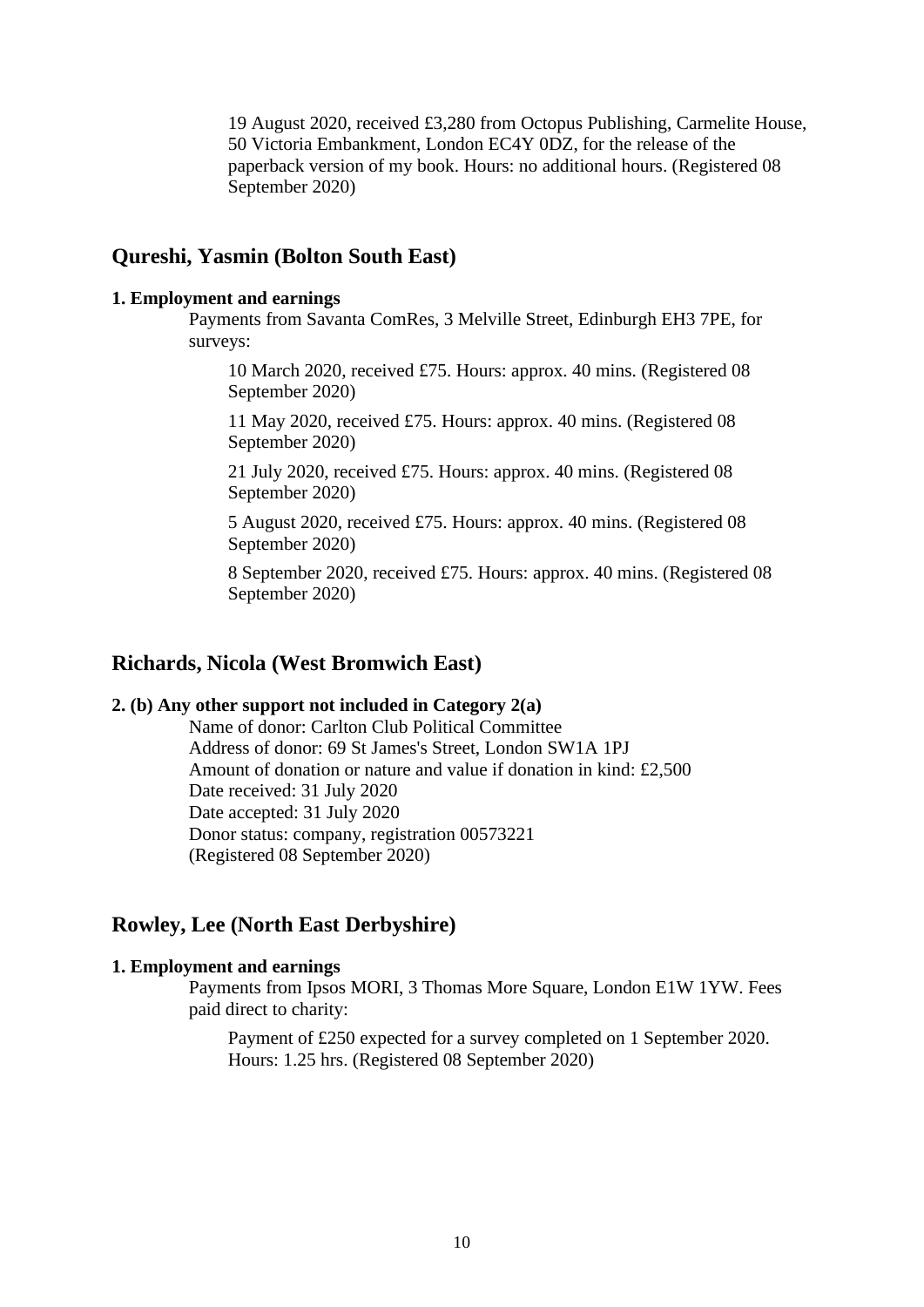19 August 2020, received £3,280 from Octopus Publishing, Carmelite House, 50 Victoria Embankment, London EC4Y 0DZ, for the release of the paperback version of my book. Hours: no additional hours. (Registered 08 September 2020)

## Qureshi, Yasmin (Bolton South East)

**1. Employment and earnings**

Payments from Savanta ComRes, 3 Melville Street, Edinburgh EH3 7PE, for surveys:

10 March 2020, received £75. Hours: approx. 40 mins. (Registered 08 September 2020)

11 May 2020, received £75. Hours: approx. 40 mins. (Registered 08 September 2020)

21 July 2020, received £75. Hours: approx. 40 mins. (Registered 08 September 2020)

5 August 2020, received £75. Hours: approx. 40 mins. (Registered 08 September 2020)

8 September 2020, received £75. Hours: approx. 40 mins. (Registered 08 September 2020)

## Richards, Nicola (West Bromwich East)

**2. (b) Any other support not included in Category 2(a)**

Name of donor: Carlton Club Political Committee
Address of donor: 69 St James's Street, London SW1A 1PJ
Amount of donation or nature and value if donation in kind: £2,500
Date received: 31 July 2020
Date accepted: 31 July 2020
Donor status: company, registration 00573221
(Registered 08 September 2020)

## Rowley, Lee (North East Derbyshire)

**1. Employment and earnings**

Payments from Ipsos MORI, 3 Thomas More Square, London E1W 1YW. Fees paid direct to charity:

Payment of £250 expected for a survey completed on 1 September 2020. Hours: 1.25 hrs. (Registered 08 September 2020)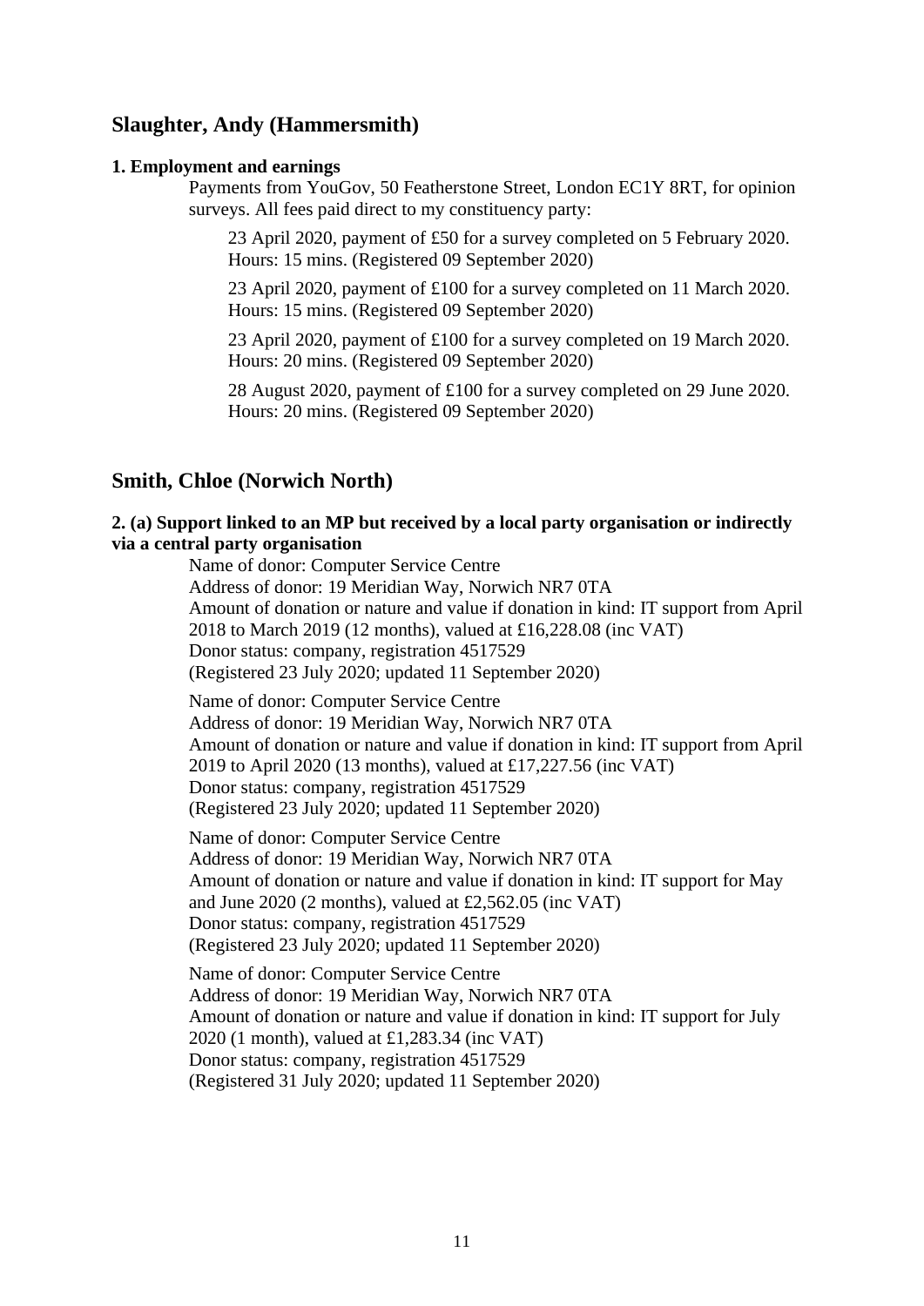## Slaughter, Andy (Hammersmith)

**1. Employment and earnings**

Payments from YouGov, 50 Featherstone Street, London EC1Y 8RT, for opinion surveys. All fees paid direct to my constituency party:

23 April 2020, payment of £50 for a survey completed on 5 February 2020. Hours: 15 mins. (Registered 09 September 2020)

23 April 2020, payment of £100 for a survey completed on 11 March 2020. Hours: 15 mins. (Registered 09 September 2020)

23 April 2020, payment of £100 for a survey completed on 19 March 2020. Hours: 20 mins. (Registered 09 September 2020)

28 August 2020, payment of £100 for a survey completed on 29 June 2020. Hours: 20 mins. (Registered 09 September 2020)

## Smith, Chloe (Norwich North)

**2. (a) Support linked to an MP but received by a local party organisation or indirectly via a central party organisation**

Name of donor: Computer Service Centre
Address of donor: 19 Meridian Way, Norwich NR7 0TA
Amount of donation or nature and value if donation in kind: IT support from April 2018 to March 2019 (12 months), valued at £16,228.08 (inc VAT)
Donor status: company, registration 4517529
(Registered 23 July 2020; updated 11 September 2020)

Name of donor: Computer Service Centre
Address of donor: 19 Meridian Way, Norwich NR7 0TA
Amount of donation or nature and value if donation in kind: IT support from April 2019 to April 2020 (13 months), valued at £17,227.56 (inc VAT)
Donor status: company, registration 4517529
(Registered 23 July 2020; updated 11 September 2020)

Name of donor: Computer Service Centre
Address of donor: 19 Meridian Way, Norwich NR7 0TA
Amount of donation or nature and value if donation in kind: IT support for May and June 2020 (2 months), valued at £2,562.05 (inc VAT)
Donor status: company, registration 4517529
(Registered 23 July 2020; updated 11 September 2020)

Name of donor: Computer Service Centre
Address of donor: 19 Meridian Way, Norwich NR7 0TA
Amount of donation or nature and value if donation in kind: IT support for July 2020 (1 month), valued at £1,283.34 (inc VAT)
Donor status: company, registration 4517529
(Registered 31 July 2020; updated 11 September 2020)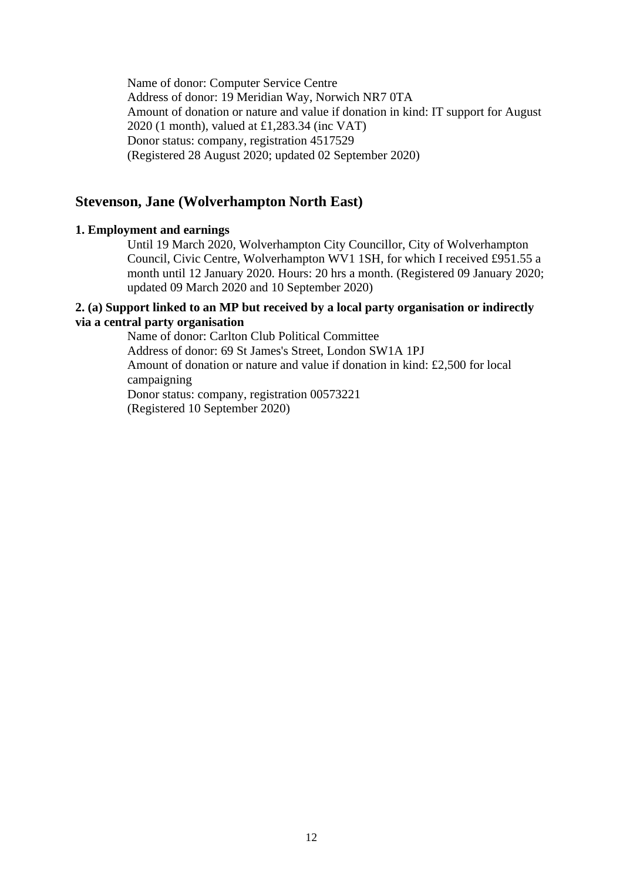Name of donor: Computer Service Centre
Address of donor: 19 Meridian Way, Norwich NR7 0TA
Amount of donation or nature and value if donation in kind: IT support for August 2020 (1 month), valued at £1,283.34 (inc VAT)
Donor status: company, registration 4517529
(Registered 28 August 2020; updated 02 September 2020)

## Stevenson, Jane (Wolverhampton North East)

**1. Employment and earnings**

Until 19 March 2020, Wolverhampton City Councillor, City of Wolverhampton Council, Civic Centre, Wolverhampton WV1 1SH, for which I received £951.55 a month until 12 January 2020. Hours: 20 hrs a month. (Registered 09 January 2020; updated 09 March 2020 and 10 September 2020)

**2. (a) Support linked to an MP but received by a local party organisation or indirectly via a central party organisation**

Name of donor: Carlton Club Political Committee
Address of donor: 69 St James's Street, London SW1A 1PJ
Amount of donation or nature and value if donation in kind: £2,500 for local campaigning
Donor status: company, registration 00573221
(Registered 10 September 2020)